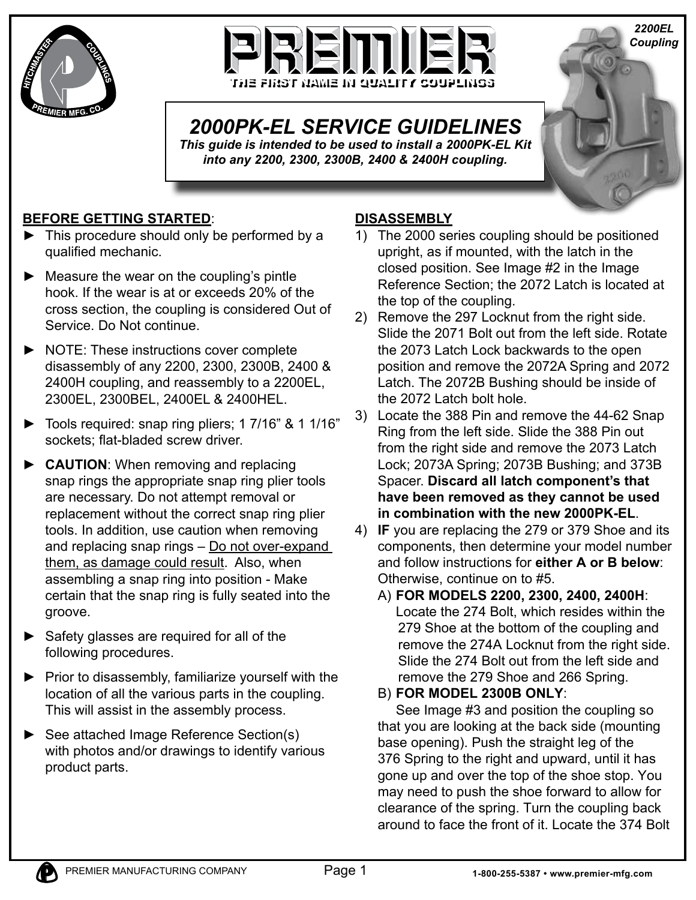PREMIER

THE FIRST NAME IN QUALITY COUPLINGS

*2200EL Coupling*

# 2000PK-EL SERVICE GUIDELINES

***This guide is intended to be used to install a 2000PK-EL Kit into any 2200, 2300, 2300B, 2400 & 2400H coupling.***

## BEFORE GETTING STARTED:

- This procedure should only be performed by a qualified mechanic.
- Measure the wear on the coupling's pintle hook. If the wear is at or exceeds 20% of the cross section, the coupling is considered Out of Service. Do Not continue.
- NOTE: These instructions cover complete disassembly of any 2200, 2300, 2300B, 2400 & 2400H coupling, and reassembly to a 2200EL, 2300EL, 2300BEL, 2400EL & 2400HEL.
- Tools required: snap ring pliers; 1 7/16" & 1 1/16" sockets; flat-bladed screw driver.
- **CAUTION**: When removing and replacing snap rings the appropriate snap ring plier tools are necessary. Do not attempt removal or replacement without the correct snap ring plier tools. In addition, use caution when removing and replacing snap rings – <u>Do not over-expand them, as damage could result</u>. Also, when assembling a snap ring into position - Make certain that the snap ring is fully seated into the groove.
- Safety glasses are required for all of the following procedures.
- Prior to disassembly, familiarize yourself with the location of all the various parts in the coupling. This will assist in the assembly process.
- See attached Image Reference Section(s) with photos and/or drawings to identify various product parts.

## DISASSEMBLY

1) The 2000 series coupling should be positioned upright, as if mounted, with the latch in the closed position. See Image #2 in the Image Reference Section; the 2072 Latch is located at the top of the coupling.
2) Remove the 297 Locknut from the right side. Slide the 2071 Bolt out from the left side. Rotate the 2073 Latch Lock backwards to the open position and remove the 2072A Spring and 2072 Latch. The 2072B Bushing should be inside of the 2072 Latch bolt hole.
3) Locate the 388 Pin and remove the 44-62 Snap Ring from the left side. Slide the 388 Pin out from the right side and remove the 2073 Latch Lock; 2073A Spring; 2073B Bushing; and 373B Spacer. **Discard all latch component's that have been removed as they cannot be used in combination with the new 2000PK-EL**.
4) **IF** you are replacing the 279 or 379 Shoe and its components, then determine your model number and follow instructions for **either A or B below**: Otherwise, continue on to #5.
   A) **FOR MODELS 2200, 2300, 2400, 2400H**: Locate the 274 Bolt, which resides within the 279 Shoe at the bottom of the coupling and remove the 274A Locknut from the right side. Slide the 274 Bolt out from the left side and remove the 279 Shoe and 266 Spring.
   B) **FOR MODEL 2300B ONLY**: See Image #3 and position the coupling so that you are looking at the back side (mounting base opening). Push the straight leg of the 376 Spring to the right and upward, until it has gone up and over the top of the shoe stop. You may need to push the shoe forward to allow for clearance of the spring. Turn the coupling back around to face the front of it. Locate the 374 Bolt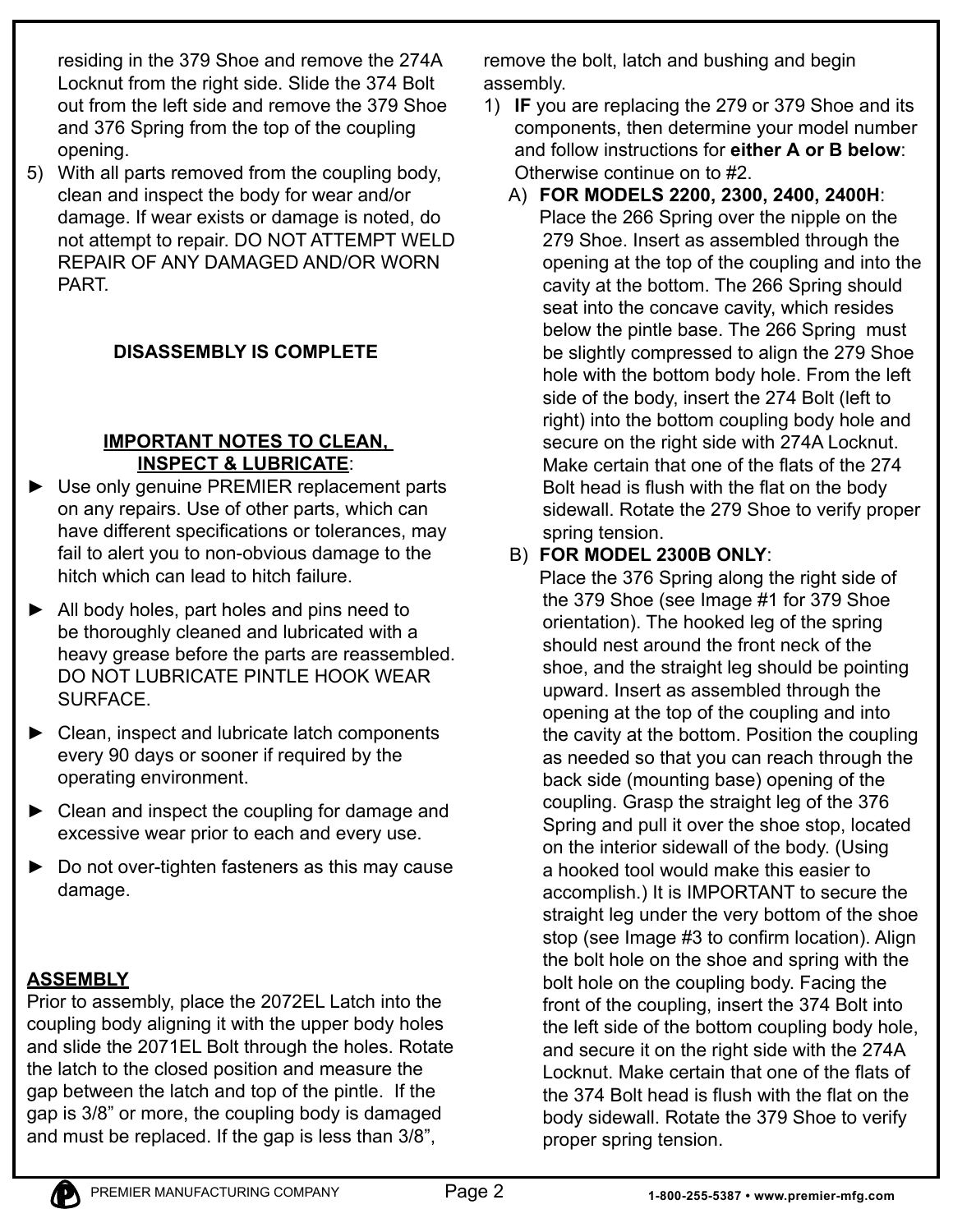residing in the 379 Shoe and remove the 274A Locknut from the right side. Slide the 374 Bolt out from the left side and remove the 379 Shoe and 376 Spring from the top of the coupling opening.

5) With all parts removed from the coupling body, clean and inspect the body for wear and/or damage. If wear exists or damage is noted, do not attempt to repair. DO NOT ATTEMPT WELD REPAIR OF ANY DAMAGED AND/OR WORN PART.

**DISASSEMBLY IS COMPLETE**

**IMPORTANT NOTES TO CLEAN, INSPECT & LUBRICATE**:

- ► Use only genuine PREMIER replacement parts on any repairs. Use of other parts, which can have different specifications or tolerances, may fail to alert you to non-obvious damage to the hitch which can lead to hitch failure.
- ► All body holes, part holes and pins need to be thoroughly cleaned and lubricated with a heavy grease before the parts are reassembled. DO NOT LUBRICATE PINTLE HOOK WEAR SURFACE.
- ► Clean, inspect and lubricate latch components every 90 days or sooner if required by the operating environment.
- ► Clean and inspect the coupling for damage and excessive wear prior to each and every use.
- ► Do not over-tighten fasteners as this may cause damage.

**ASSEMBLY**

Prior to assembly, place the 2072EL Latch into the coupling body aligning it with the upper body holes and slide the 2071EL Bolt through the holes. Rotate the latch to the closed position and measure the gap between the latch and top of the pintle. If the gap is 3/8" or more, the coupling body is damaged and must be replaced. If the gap is less than 3/8", remove the bolt, latch and bushing and begin assembly.

1) **IF** you are replacing the 279 or 379 Shoe and its components, then determine your model number and follow instructions for **either A or B below**: Otherwise continue on to #2.

   A) **FOR MODELS 2200, 2300, 2400, 2400H**: Place the 266 Spring over the nipple on the 279 Shoe. Insert as assembled through the opening at the top of the coupling and into the cavity at the bottom. The 266 Spring should seat into the concave cavity, which resides below the pintle base. The 266 Spring must be slightly compressed to align the 279 Shoe hole with the bottom body hole. From the left side of the body, insert the 274 Bolt (left to right) into the bottom coupling body hole and secure on the right side with 274A Locknut. Make certain that one of the flats of the 274 Bolt head is flush with the flat on the body sidewall. Rotate the 279 Shoe to verify proper spring tension.

   B) **FOR MODEL 2300B ONLY**: Place the 376 Spring along the right side of the 379 Shoe (see Image #1 for 379 Shoe orientation). The hooked leg of the spring should nest around the front neck of the shoe, and the straight leg should be pointing upward. Insert as assembled through the opening at the top of the coupling and into the cavity at the bottom. Position the coupling as needed so that you can reach through the back side (mounting base) opening of the coupling. Grasp the straight leg of the 376 Spring and pull it over the shoe stop, located on the interior sidewall of the body. (Using a hooked tool would make this easier to accomplish.) It is IMPORTANT to secure the straight leg under the very bottom of the shoe stop (see Image #3 to confirm location). Align the bolt hole on the shoe and spring with the bolt hole on the coupling body. Facing the front of the coupling, insert the 374 Bolt into the left side of the bottom coupling body hole, and secure it on the right side with the 274A Locknut. Make certain that one of the flats of the 374 Bolt head is flush with the flat on the body sidewall. Rotate the 379 Shoe to verify proper spring tension.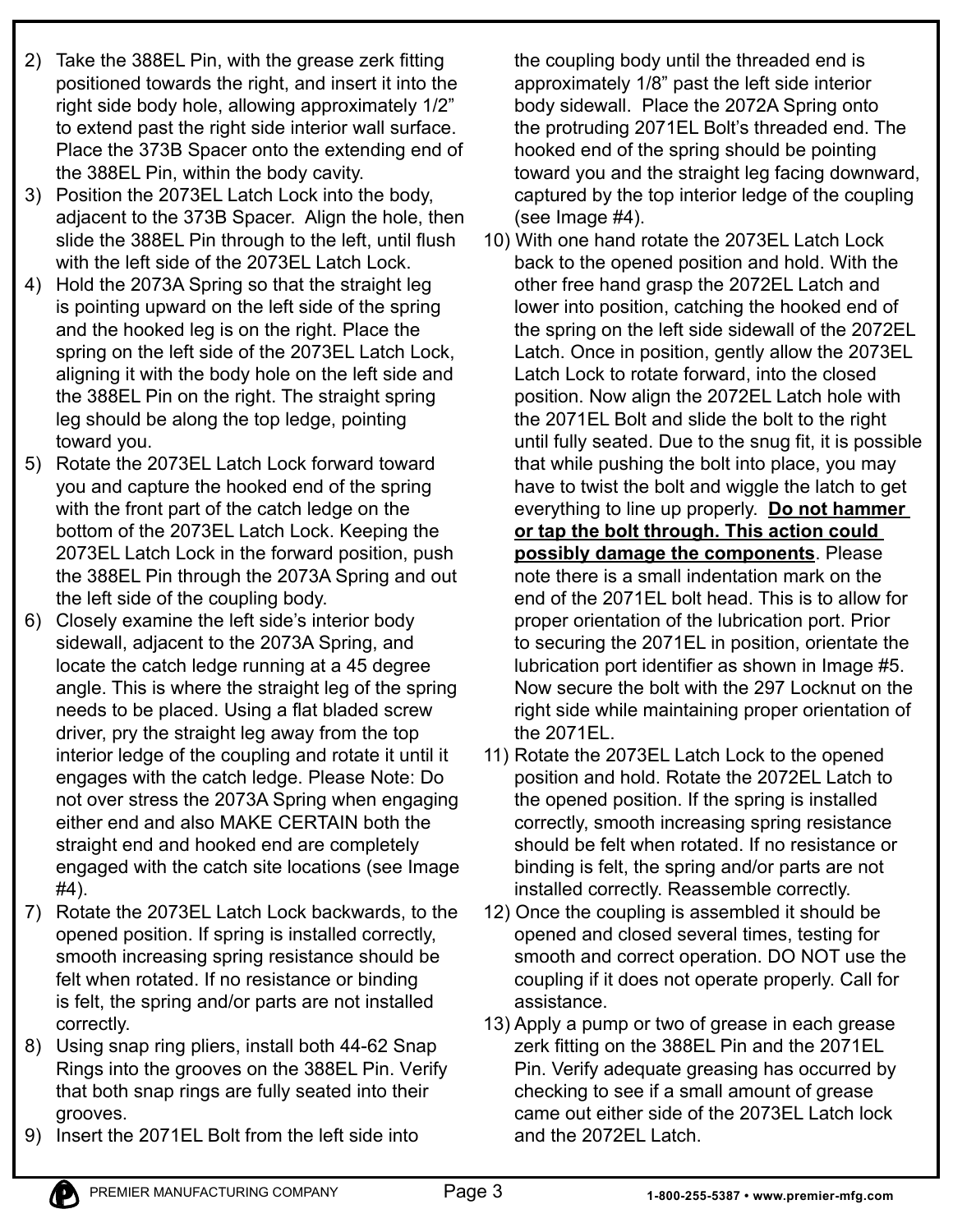2) Take the 388EL Pin, with the grease zerk fitting positioned towards the right, and insert it into the right side body hole, allowing approximately 1/2” to extend past the right side interior wall surface. Place the 373B Spacer onto the extending end of the 388EL Pin, within the body cavity.
3) Position the 2073EL Latch Lock into the body, adjacent to the 373B Spacer. Align the hole, then slide the 388EL Pin through to the left, until flush with the left side of the 2073EL Latch Lock.
4) Hold the 2073A Spring so that the straight leg is pointing upward on the left side of the spring and the hooked leg is on the right. Place the spring on the left side of the 2073EL Latch Lock, aligning it with the body hole on the left side and the 388EL Pin on the right. The straight spring leg should be along the top ledge, pointing toward you.
5) Rotate the 2073EL Latch Lock forward toward you and capture the hooked end of the spring with the front part of the catch ledge on the bottom of the 2073EL Latch Lock. Keeping the 2073EL Latch Lock in the forward position, push the 388EL Pin through the 2073A Spring and out the left side of the coupling body.
6) Closely examine the left side’s interior body sidewall, adjacent to the 2073A Spring, and locate the catch ledge running at a 45 degree angle. This is where the straight leg of the spring needs to be placed. Using a flat bladed screw driver, pry the straight leg away from the top interior ledge of the coupling and rotate it until it engages with the catch ledge. Please Note: Do not over stress the 2073A Spring when engaging either end and also MAKE CERTAIN both the straight end and hooked end are completely engaged with the catch site locations (see Image #4).
7) Rotate the 2073EL Latch Lock backwards, to the opened position. If spring is installed correctly, smooth increasing spring resistance should be felt when rotated. If no resistance or binding is felt, the spring and/or parts are not installed correctly.
8) Using snap ring pliers, install both 44-62 Snap Rings into the grooves on the 388EL Pin. Verify that both snap rings are fully seated into their grooves.
9) Insert the 2071EL Bolt from the left side into the coupling body until the threaded end is approximately 1/8” past the left side interior body sidewall. Place the 2072A Spring onto the protruding 2071EL Bolt’s threaded end. The hooked end of the spring should be pointing toward you and the straight leg facing downward, captured by the top interior ledge of the coupling (see Image #4).
10) With one hand rotate the 2073EL Latch Lock back to the opened position and hold. With the other free hand grasp the 2072EL Latch and lower into position, catching the hooked end of the spring on the left side sidewall of the 2072EL Latch. Once in position, gently allow the 2073EL Latch Lock to rotate forward, into the closed position. Now align the 2072EL Latch hole with the 2071EL Bolt and slide the bolt to the right until fully seated. Due to the snug fit, it is possible that while pushing the bolt into place, you may have to twist the bolt and wiggle the latch to get everything to line up properly. **Do not hammer or tap the bolt through. This action could possibly damage the components**. Please note there is a small indentation mark on the end of the 2071EL bolt head. This is to allow for proper orientation of the lubrication port. Prior to securing the 2071EL in position, orientate the lubrication port identifier as shown in Image #5. Now secure the bolt with the 297 Locknut on the right side while maintaining proper orientation of the 2071EL.
11) Rotate the 2073EL Latch Lock to the opened position and hold. Rotate the 2072EL Latch to the opened position. If the spring is installed correctly, smooth increasing spring resistance should be felt when rotated. If no resistance or binding is felt, the spring and/or parts are not installed correctly. Reassemble correctly.
12) Once the coupling is assembled it should be opened and closed several times, testing for smooth and correct operation. DO NOT use the coupling if it does not operate properly. Call for assistance.
13) Apply a pump or two of grease in each grease zerk fitting on the 388EL Pin and the 2071EL Pin. Verify adequate greasing has occurred by checking to see if a small amount of grease came out either side of the 2073EL Latch lock and the 2072EL Latch.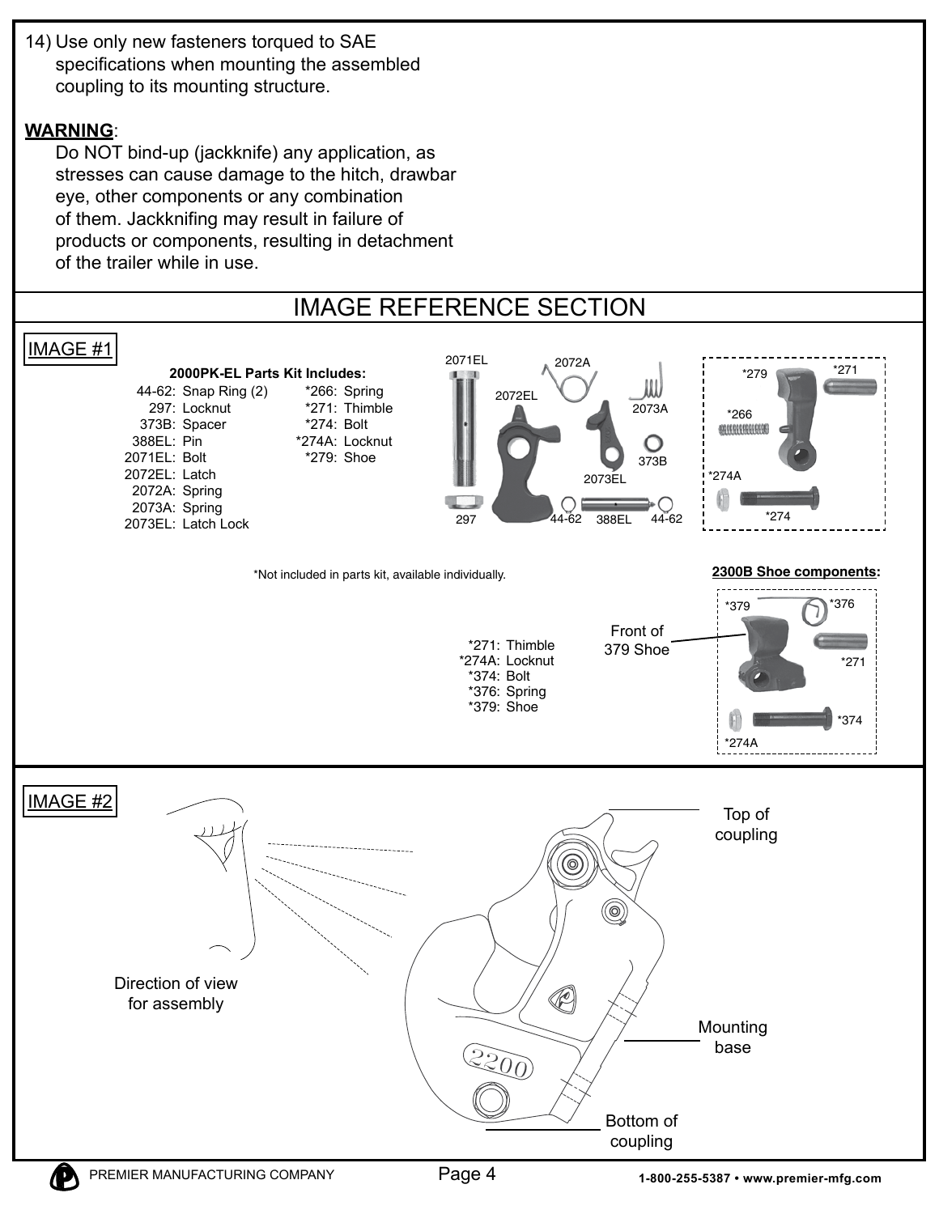14) Use only new fasteners torqued to SAE specifications when mounting the assembled coupling to its mounting structure.

**WARNING**:
Do NOT bind-up (jackknife) any application, as stresses can cause damage to the hitch, drawbar eye, other components or any combination of them. Jackknifing may result in failure of products or components, resulting in detachment of the trailer while in use.

## IMAGE REFERENCE SECTION

### IMAGE #1

**2000PK-EL Parts Kit Includes:**

- 44-62: Snap Ring (2)
- 297: Locknut
- 373B: Spacer
- 388EL: Pin
- 2071EL: Bolt
- 2072EL: Latch
- 2072A: Spring
- 2073A: Spring
- 2073EL: Latch Lock
- *266: Spring
- *271: Thimble
- *274: Bolt
- *274A: Locknut
- *279: Shoe

2071EL 2072A 2072EL 2073A 373B 2073EL 297 44-62 388EL 44-62

*279 *271 *266 *274A *274

*Not included in parts kit, available individually.

**2300B Shoe components:**

- *271: Thimble
- *274A: Locknut
- *374: Bolt
- *376: Spring
- *379: Shoe

Front of 379 Shoe

*379 *376 *271 *374 *274A

### IMAGE #2

Direction of view for assembly

Top of coupling

Mounting base

Bottom of coupling

2200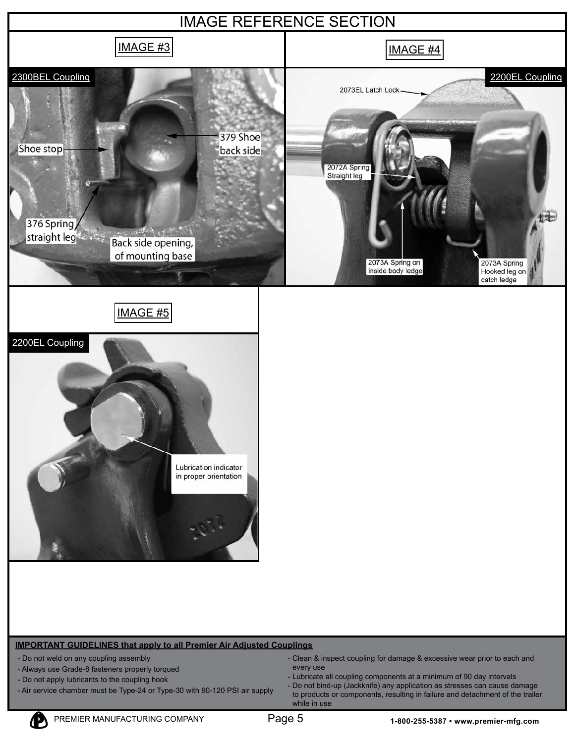# IMAGE REFERENCE SECTION

## IMAGE #3

2300BEL Coupling

Shoe stop

379 Shoe back side

376 Spring straight leg

Back side opening, of mounting base

## IMAGE #4

2200EL Coupling

2073EL Latch Lock

2072A Spring Straight leg

2073A Spring on inside body ledge

2073A Spring Hooked leg on catch ledge

## IMAGE #5

2200EL Coupling

Lubrication indicator in proper orientation

**IMPORTANT GUIDELINES that apply to all Premier Air Adjusted Couplings**

- Do not weld on any coupling assembly
- Always use Grade-8 fasteners properly torqued
- Do not apply lubricants to the coupling hook
- Air service chamber must be Type-24 or Type-30 with 90-120 PSI air supply
- Clean & inspect coupling for damage & excessive wear prior to each and every use
- Lubricate all coupling components at a minimum of 90 day intervals
- Do not bind-up (Jackknife) any application as stresses can cause damage to products or components, resulting in failure and detachment of the trailer while in use

PREMIER MANUFACTURING COMPANY

1-800-255-5387 • www.premier-mfg.com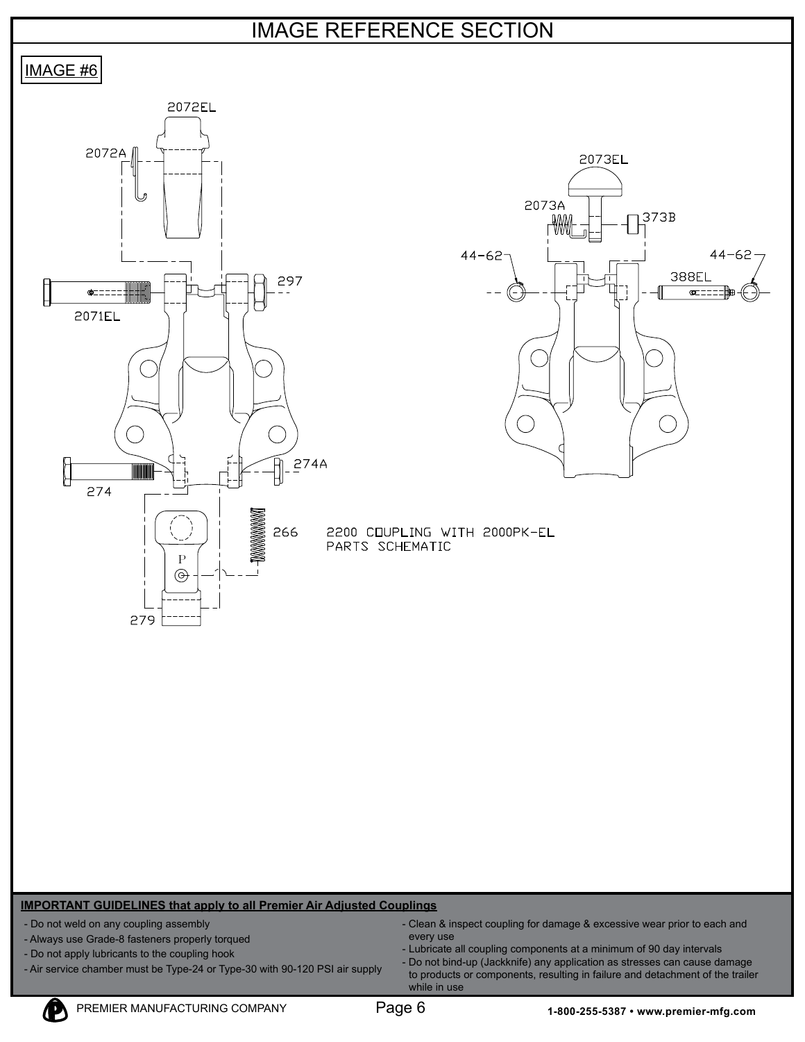# IMAGE REFERENCE SECTION

IMAGE #6

2072EL

2072A

297

2071EL

274

274A

266

279

2073EL

2073A

373B

44-62

44-62

388EL

2200 COUPLING WITH 2000PK-EL
PARTS SCHEMATIC

**IMPORTANT GUIDELINES that apply to all Premier Air Adjusted Couplings**

- Do not weld on any coupling assembly
- Always use Grade-8 fasteners properly torqued
- Do not apply lubricants to the coupling hook
- Air service chamber must be Type-24 or Type-30 with 90-120 PSI air supply
- Clean & inspect coupling for damage & excessive wear prior to each and every use
- Lubricate all coupling components at a minimum of 90 day intervals
- Do not bind-up (Jackknife) any application as stresses can cause damage to products or components, resulting in failure and detachment of the trailer while in use

PREMIER MANUFACTURING COMPANY

1-800-255-5387 • www.premier-mfg.com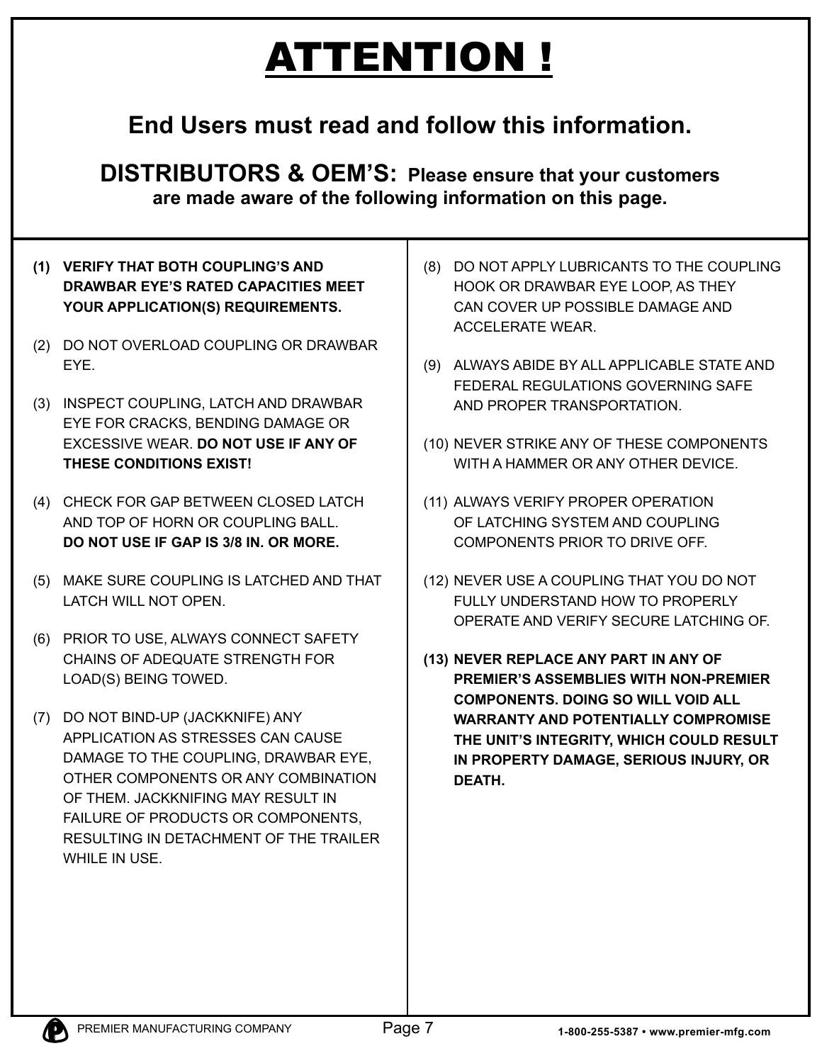# <u>ATTENTION !</u>

## End Users must read and follow this information.

**DISTRIBUTORS & OEM'S: Please ensure that your customers are made aware of the following information on this page.**

**(1) VERIFY THAT BOTH COUPLING'S AND DRAWBAR EYE'S RATED CAPACITIES MEET YOUR APPLICATION(S) REQUIREMENTS.**

(2) DO NOT OVERLOAD COUPLING OR DRAWBAR EYE.

(3) INSPECT COUPLING, LATCH AND DRAWBAR EYE FOR CRACKS, BENDING DAMAGE OR EXCESSIVE WEAR. **DO NOT USE IF ANY OF THESE CONDITIONS EXIST!**

(4) CHECK FOR GAP BETWEEN CLOSED LATCH AND TOP OF HORN OR COUPLING BALL. **DO NOT USE IF GAP IS 3/8 IN. OR MORE.**

(5) MAKE SURE COUPLING IS LATCHED AND THAT LATCH WILL NOT OPEN.

(6) PRIOR TO USE, ALWAYS CONNECT SAFETY CHAINS OF ADEQUATE STRENGTH FOR LOAD(S) BEING TOWED.

(7) DO NOT BIND-UP (JACKKNIFE) ANY APPLICATION AS STRESSES CAN CAUSE DAMAGE TO THE COUPLING, DRAWBAR EYE, OTHER COMPONENTS OR ANY COMBINATION OF THEM. JACKKNIFING MAY RESULT IN FAILURE OF PRODUCTS OR COMPONENTS, RESULTING IN DETACHMENT OF THE TRAILER WHILE IN USE.

(8) DO NOT APPLY LUBRICANTS TO THE COUPLING HOOK OR DRAWBAR EYE LOOP, AS THEY CAN COVER UP POSSIBLE DAMAGE AND ACCELERATE WEAR.

(9) ALWAYS ABIDE BY ALL APPLICABLE STATE AND FEDERAL REGULATIONS GOVERNING SAFE AND PROPER TRANSPORTATION.

(10) NEVER STRIKE ANY OF THESE COMPONENTS WITH A HAMMER OR ANY OTHER DEVICE.

(11) ALWAYS VERIFY PROPER OPERATION OF LATCHING SYSTEM AND COUPLING COMPONENTS PRIOR TO DRIVE OFF.

(12) NEVER USE A COUPLING THAT YOU DO NOT FULLY UNDERSTAND HOW TO PROPERLY OPERATE AND VERIFY SECURE LATCHING OF.

**(13) NEVER REPLACE ANY PART IN ANY OF PREMIER'S ASSEMBLIES WITH NON-PREMIER COMPONENTS. DOING SO WILL VOID ALL WARRANTY AND POTENTIALLY COMPROMISE THE UNIT'S INTEGRITY, WHICH COULD RESULT IN PROPERTY DAMAGE, SERIOUS INJURY, OR DEATH.**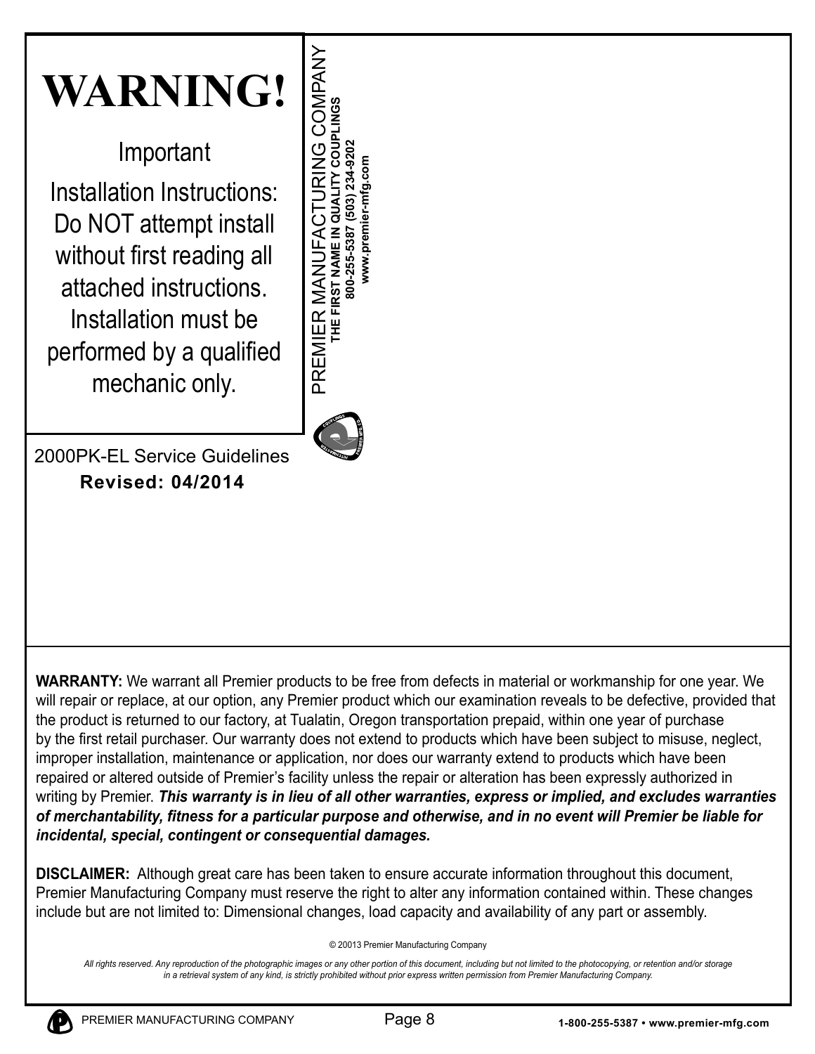# WARNING!

Important

Installation Instructions: Do NOT attempt install without first reading all attached instructions. Installation must be performed by a qualified mechanic only.

PREMIER MANUFACTURING COMPANY
**THE FIRST NAME IN QUALITY COUPLINGS**
**800-255-5387 (503) 234-9202**
**www.premier-mfg.com**

2000PK-EL Service Guidelines
**Revised: 04/2014**

**WARRANTY:** We warrant all Premier products to be free from defects in material or workmanship for one year. We will repair or replace, at our option, any Premier product which our examination reveals to be defective, provided that the product is returned to our factory, at Tualatin, Oregon transportation prepaid, within one year of purchase by the first retail purchaser. Our warranty does not extend to products which have been subject to misuse, neglect, improper installation, maintenance or application, nor does our warranty extend to products which have been repaired or altered outside of Premier's facility unless the repair or alteration has been expressly authorized in writing by Premier. ***This warranty is in lieu of all other warranties, express or implied, and excludes warranties of merchantability, fitness for a particular purpose and otherwise, and in no event will Premier be liable for incidental, special, contingent or consequential damages.***

**DISCLAIMER:** Although great care has been taken to ensure accurate information throughout this document, Premier Manufacturing Company must reserve the right to alter any information contained within. These changes include but are not limited to: Dimensional changes, load capacity and availability of any part or assembly.

© 20013 Premier Manufacturing Company

*All rights reserved. Any reproduction of the photographic images or any other portion of this document, including but not limited to the photocopying, or retention and/or storage in a retrieval system of any kind, is strictly prohibited without prior express written permission from Premier Manufacturing Company.*